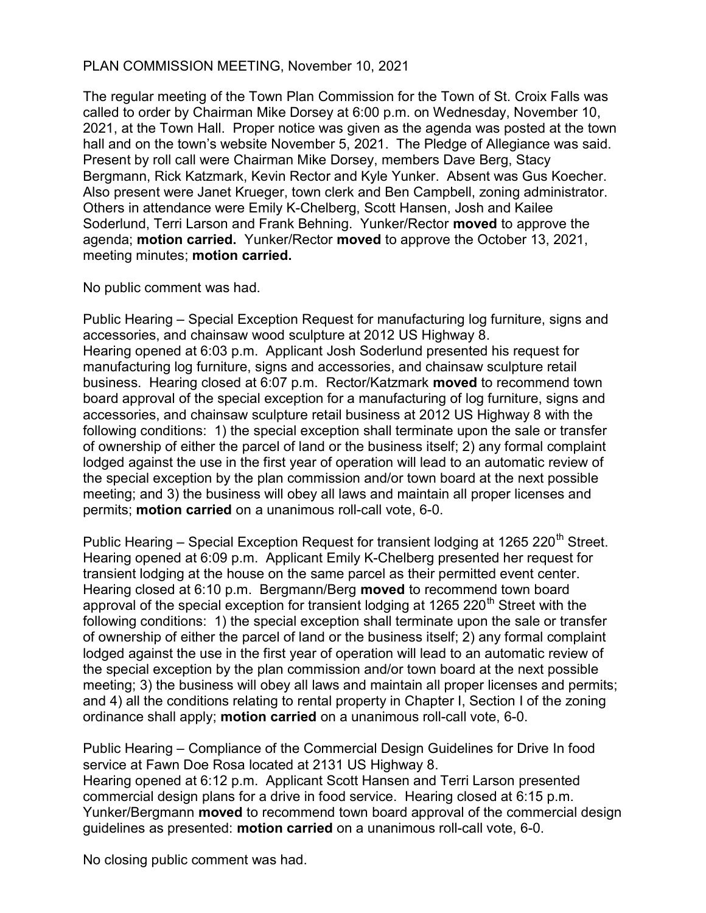PLAN COMMISSION MEETING, November 10, 2021

The regular meeting of the Town Plan Commission for the Town of St. Croix Falls was called to order by Chairman Mike Dorsey at 6:00 p.m. on Wednesday, November 10, 2021, at the Town Hall. Proper notice was given as the agenda was posted at the town hall and on the town's website November 5, 2021. The Pledge of Allegiance was said. Present by roll call were Chairman Mike Dorsey, members Dave Berg, Stacy Bergmann, Rick Katzmark, Kevin Rector and Kyle Yunker. Absent was Gus Koecher. Also present were Janet Krueger, town clerk and Ben Campbell, zoning administrator. Others in attendance were Emily K-Chelberg, Scott Hansen, Josh and Kailee Soderlund, Terri Larson and Frank Behning. Yunker/Rector **moved** to approve the agenda; **motion carried.** Yunker/Rector **moved** to approve the October 13, 2021, meeting minutes; **motion carried.**

No public comment was had.

Public Hearing – Special Exception Request for manufacturing log furniture, signs and accessories, and chainsaw wood sculpture at 2012 US Highway 8.
Hearing opened at 6:03 p.m. Applicant Josh Soderlund presented his request for manufacturing log furniture, signs and accessories, and chainsaw sculpture retail business. Hearing closed at 6:07 p.m. Rector/Katzmark **moved** to recommend town board approval of the special exception for a manufacturing of log furniture, signs and accessories, and chainsaw sculpture retail business at 2012 US Highway 8 with the following conditions: 1) the special exception shall terminate upon the sale or transfer of ownership of either the parcel of land or the business itself; 2) any formal complaint lodged against the use in the first year of operation will lead to an automatic review of the special exception by the plan commission and/or town board at the next possible meeting; and 3) the business will obey all laws and maintain all proper licenses and permits; **motion carried** on a unanimous roll-call vote, 6-0.

Public Hearing – Special Exception Request for transient lodging at 1265 220th Street.
Hearing opened at 6:09 p.m. Applicant Emily K-Chelberg presented her request for transient lodging at the house on the same parcel as their permitted event center. Hearing closed at 6:10 p.m. Bergmann/Berg **moved** to recommend town board approval of the special exception for transient lodging at 1265 220th Street with the following conditions: 1) the special exception shall terminate upon the sale or transfer of ownership of either the parcel of land or the business itself; 2) any formal complaint lodged against the use in the first year of operation will lead to an automatic review of the special exception by the plan commission and/or town board at the next possible meeting; 3) the business will obey all laws and maintain all proper licenses and permits; and 4) all the conditions relating to rental property in Chapter I, Section I of the zoning ordinance shall apply; **motion carried** on a unanimous roll-call vote, 6-0.

Public Hearing – Compliance of the Commercial Design Guidelines for Drive In food service at Fawn Doe Rosa located at 2131 US Highway 8.
Hearing opened at 6:12 p.m. Applicant Scott Hansen and Terri Larson presented commercial design plans for a drive in food service. Hearing closed at 6:15 p.m. Yunker/Bergmann **moved** to recommend town board approval of the commercial design guidelines as presented: **motion carried** on a unanimous roll-call vote, 6-0.

No closing public comment was had.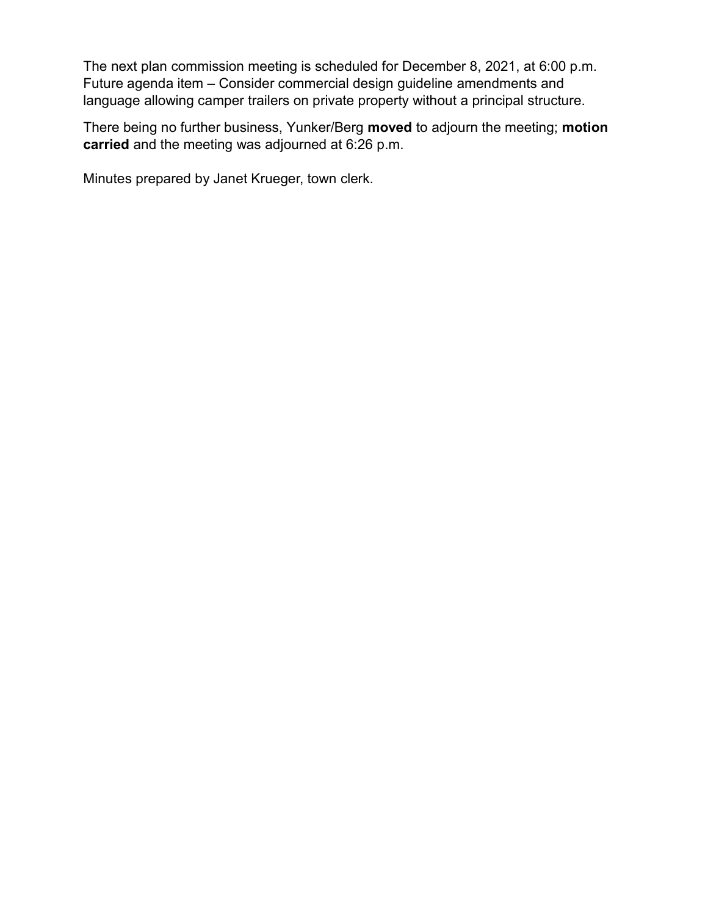The next plan commission meeting is scheduled for December 8, 2021, at 6:00 p.m. Future agenda item – Consider commercial design guideline amendments and language allowing camper trailers on private property without a principal structure.

There being no further business, Yunker/Berg **moved** to adjourn the meeting; **motion carried** and the meeting was adjourned at 6:26 p.m.

Minutes prepared by Janet Krueger, town clerk.